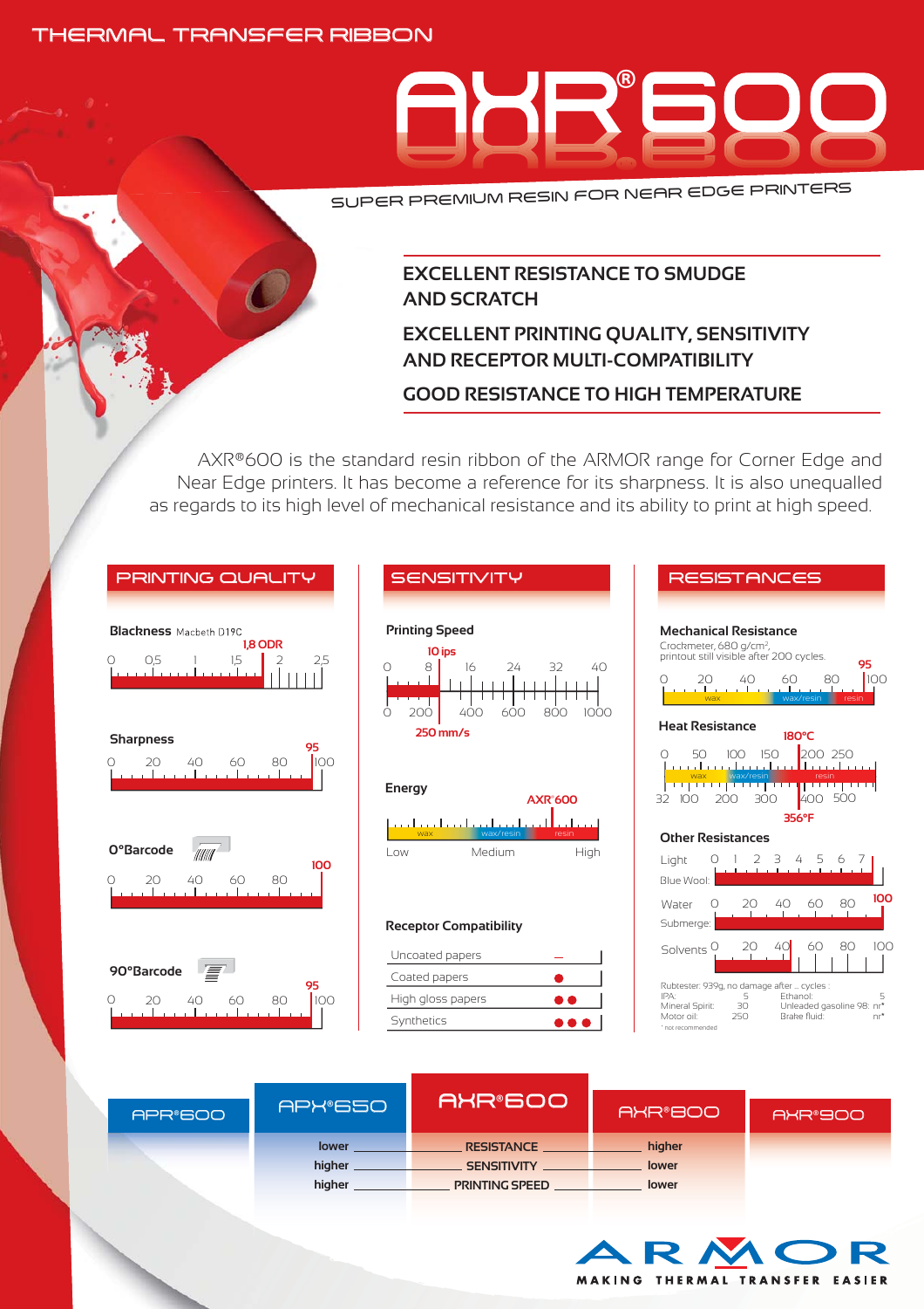THERMAL TRANSFER RIBBON

# AXR®600

SUPER PREMIUM RESIN FOR NEAR EDGE PRINTERS

**EXCELLENT RESISTANCE TO SMUDGE AND SCRATCH**

**EXCELLENT PRINTING QUALITY, SENSITIVITY AND RECEPTOR MULTI-COMPATIBILITY**

**GOOD RESISTANCE TO HIGH TEMPERATURE**

AXR®600 is the standard resin ribbon of the ARMOR range for Corner Edge and Near Edge printers. It has become a reference for its sharpness. It is also unequalled as regards to its high level of mechanical resistance and its ability to print at high speed.

## PRINTING QUALITY

**Blackness** Macbeth D19C

0 – 0,5 – 1 – 1,5 – 2 – 2,5 : **1,8 ODR**

**Sharpness**

0 – 20 – 40 – 60 – 80 – 100 : **95**

**0°Barcode**

0 – 20 – 40 – 60 – 80 – 100 : **100**

**90°Barcode**

0 – 20 – 40 – 60 – 80 – 100 : **95**

## SENSITIVITY

**Printing Speed**

0 – 8 – 16 – 24 – 32 – 40 : **10 ips**

0 – 200 – 400 – 600 – 800 – 1000 : **250 mm/s**

**Energy**

wax – wax/resin – resin

Low – Medium – High : **AXR®600**

**Receptor Compatibility**

| | |
|---|---|
| Uncoated papers | — |
| Coated papers | ● |
| High gloss papers | ●● |
| Synthetics | ●●● |

## RESISTANCES

**Mechanical Resistance**

Crockmeter, 680 g/cm², printout still visible after 200 cycles.

0 – 20 – 40 – 60 – 80 – 100 (wax – wax/resin – resin) : **95**

**Heat Resistance**

0 – 50 – 100 – 150 – 200 – 250 : **180°C**

32 – 100 – 200 – 300 – 400 – 500 : **356°F**

(wax – wax/resin – resin)

**Other Resistances**

Light (Blue Wool): 0 – 1 – 2 – 3 – 4 – 5 – 6 – 7

Water (Submerge): 0 – 20 – 40 – 60 – 80 – 100 : **100**

Solvents: 0 – 20 – 40 – 60 – 80 – 100

Rubtester: 939g, no damage after ... cycles :

| | | | |
|---|---|---|---|
| IPA: | 5 | Ethanol: | 5 |
| Mineral Spirit: | 30 | Unleaded gasoline 98: | nr* |
| Motor oil: | 250 | Brake fluid: | nr* |

* not recommended

| APR®600 | APX®650 | AXR®600 | AXR®800 | AXR®900 |
|---|---|---|---|---|
| | lower | RESISTANCE | higher | |
| | higher | SENSITIVITY | lower | |
| | higher | PRINTING SPEED | lower | |

ARMOR

MAKING THERMAL TRANSFER EASIER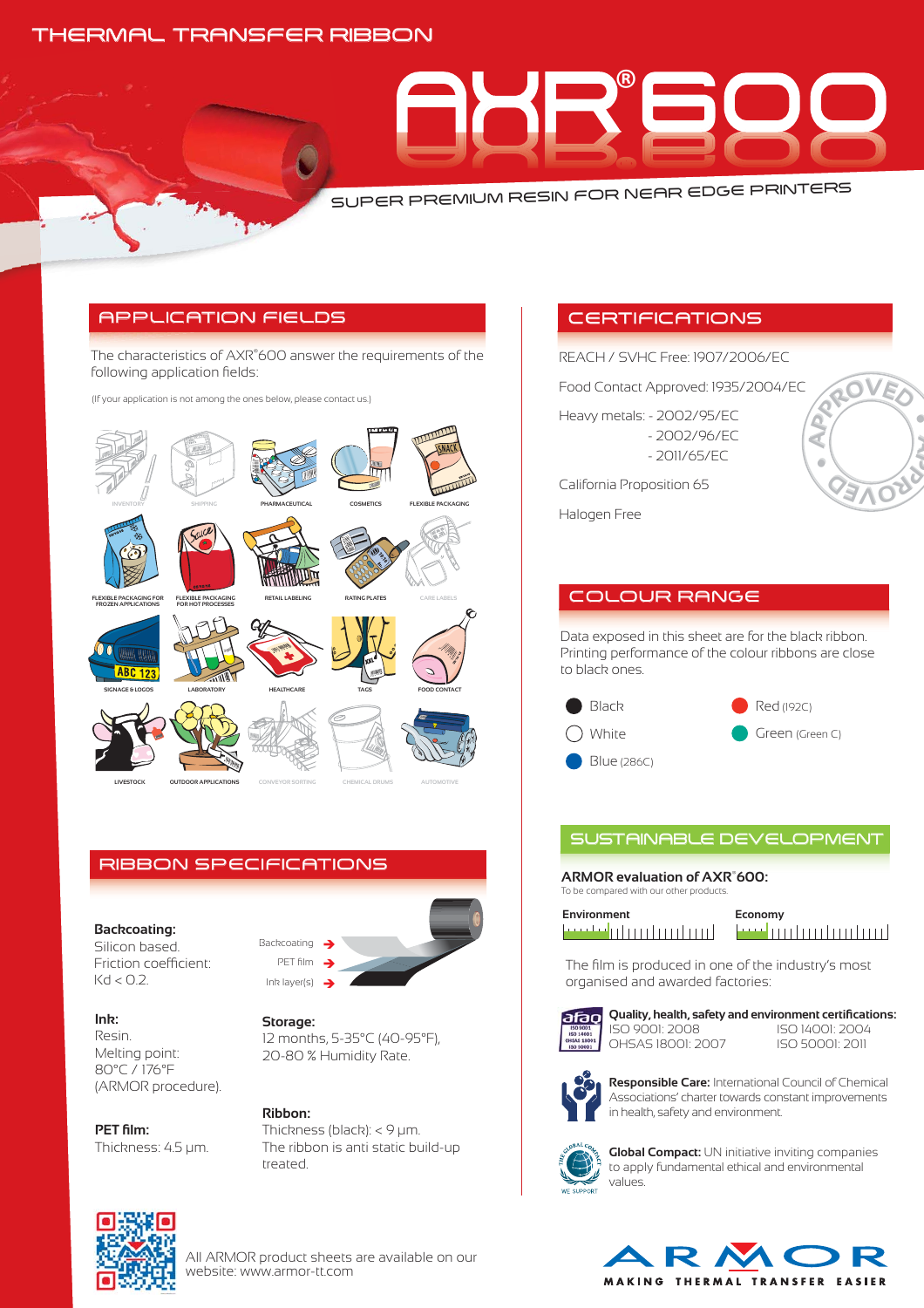# THERMAL TRANSFER RIBBON

# AXR®600

SUPER PREMIUM RESIN FOR NEAR EDGE PRINTERS

## APPLICATION FIELDS

The characteristics of AXR®600 answer the requirements of the following application fields:

(If your application is not among the ones below, please contact us.)

INVENTORY
SHIPPING
PHARMACEUTICAL
COSMETICS
FLEXIBLE PACKAGING
FLEXIBLE PACKAGING FOR FROZEN APPLICATIONS
FLEXIBLE PACKAGING FOR HOT PROCESSES
RETAIL LABELING
RATING PLATES
CARE LABELS
SIGNAGE & LOGOS
LABORATORY
HEALTHCARE
TAGS
FOOD CONTACT
LIVESTOCK
OUTDOOR APPLICATIONS
CONVEYOR SORTING
CHEMICAL DRUMS
AUTOMOTIVE

## RIBBON SPECIFICATIONS

Backcoating
PET film
Ink layer(s)

**Backcoating:**
Silicon based.
Friction coefficient:
Kd < 0.2.

**Ink:**
Resin.
Melting point:
80°C / 176°F
(ARMOR procedure).

**PET film:**
Thickness: 4.5 µm.

**Storage:**
12 months, 5-35°C (40-95°F),
20-80 % Humidity Rate.

**Ribbon:**
Thickness (black): < 9 µm.
The ribbon is anti static build-up treated.

All ARMOR product sheets are available on our website: www.armor-tt.com

## CERTIFICATIONS

REACH / SVHC Free: 1907/2006/EC

Food Contact Approved: 1935/2004/EC

Heavy metals: - 2002/95/EC
- 2002/96/EC
- 2011/65/EC

California Proposition 65

Halogen Free

APPROVED

## COLOUR RANGE

Data exposed in this sheet are for the black ribbon. Printing performance of the colour ribbons are close to black ones.

- Black
- White
- Blue (286C)
- Red (192C)
- Green (Green C)

## SUSTAINABLE DEVELOPMENT

**ARMOR evaluation of AXR®600:**
To be compared with our other products.

Environment
Economy

The film is produced in one of the industry's most organised and awarded factories:

**Quality, health, safety and environment certifications:**
ISO 9001: 2008
ISO 14001: 2004
OHSAS 18001: 2007
ISO 50001: 2011

**Responsible Care:** International Council of Chemical Associations' charter towards constant improvements in health, safety and environment.

**Global Compact:** UN initiative inviting companies to apply fundamental ethical and environmental values.

ARMOR
MAKING THERMAL TRANSFER EASIER